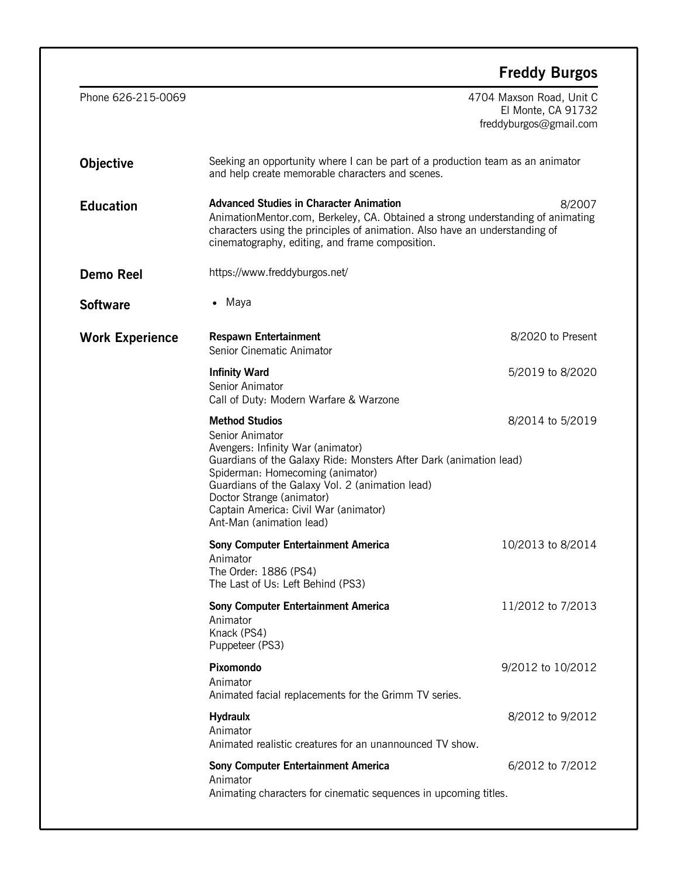# Freddy Burgos

Phone 626-215-0069

4704 Maxson Road, Unit C
El Monte, CA 91732
freddyburgos@gmail.com

## Objective

Seeking an opportunity where I can be part of a production team as an animator and help create memorable characters and scenes.

## Education

**Advanced Studies in Character Animation** — 8/2007
AnimationMentor.com, Berkeley, CA. Obtained a strong understanding of animating characters using the principles of animation. Also have an understanding of cinematography, editing, and frame composition.

## Demo Reel

https://www.freddyburgos.net/

## Software

- Maya

## Work Experience

**Respawn Entertainment** — 8/2020 to Present
Senior Cinematic Animator

**Infinity Ward** — 5/2019 to 8/2020
Senior Animator
Call of Duty: Modern Warfare & Warzone

**Method Studios** — 8/2014 to 5/2019
Senior Animator
Avengers: Infinity War (animator)
Guardians of the Galaxy Ride: Monsters After Dark (animation lead)
Spiderman: Homecoming (animator)
Guardians of the Galaxy Vol. 2 (animation lead)
Doctor Strange (animator)
Captain America: Civil War (animator)
Ant-Man (animation lead)

**Sony Computer Entertainment America** — 10/2013 to 8/2014
Animator
The Order: 1886 (PS4)
The Last of Us: Left Behind (PS3)

**Sony Computer Entertainment America** — 11/2012 to 7/2013
Animator
Knack (PS4)
Puppeteer (PS3)

**Pixomondo** — 9/2012 to 10/2012
Animator
Animated facial replacements for the Grimm TV series.

**Hydraulx** — 8/2012 to 9/2012
Animator
Animated realistic creatures for an unannounced TV show.

**Sony Computer Entertainment America** — 6/2012 to 7/2012
Animator
Animating characters for cinematic sequences in upcoming titles.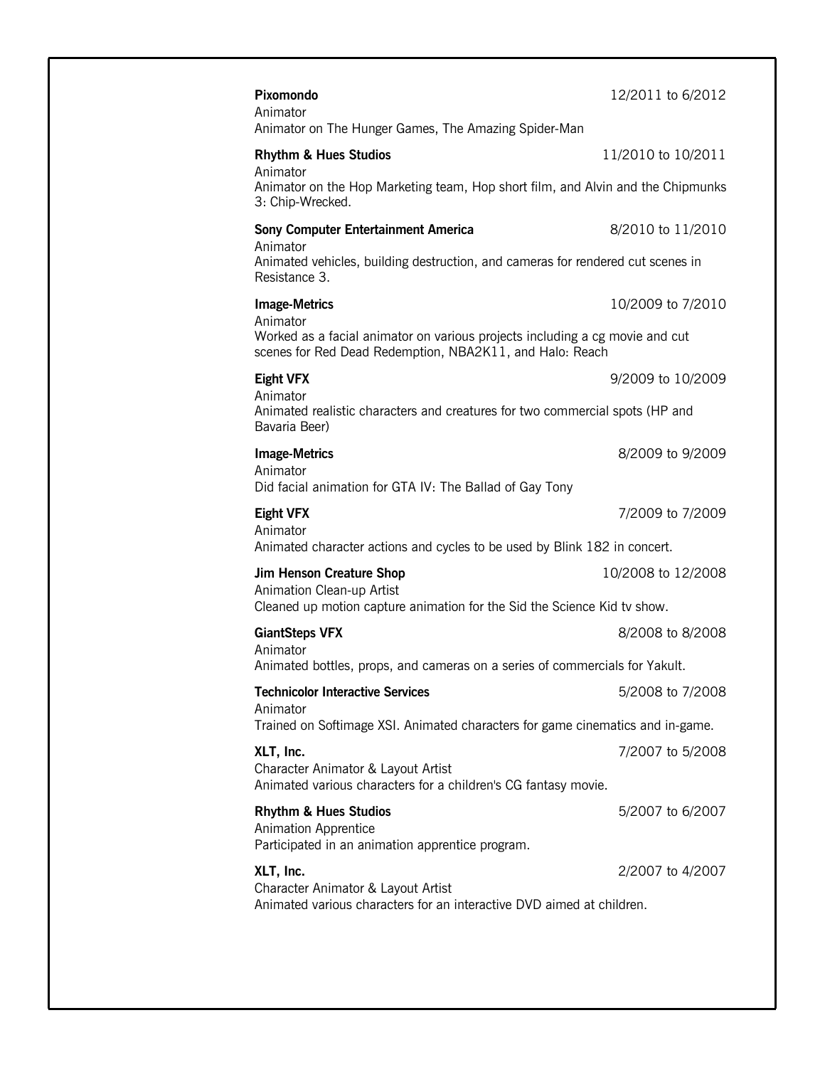**Pixomondo** 12/2011 to 6/2012
Animator
Animator on The Hunger Games, The Amazing Spider-Man

**Rhythm & Hues Studios** 11/2010 to 10/2011
Animator
Animator on the Hop Marketing team, Hop short film, and Alvin and the Chipmunks 3: Chip-Wrecked.

**Sony Computer Entertainment America** 8/2010 to 11/2010
Animator
Animated vehicles, building destruction, and cameras for rendered cut scenes in Resistance 3.

**Image-Metrics** 10/2009 to 7/2010
Animator
Worked as a facial animator on various projects including a cg movie and cut scenes for Red Dead Redemption, NBA2K11, and Halo: Reach

**Eight VFX** 9/2009 to 10/2009
Animator
Animated realistic characters and creatures for two commercial spots (HP and Bavaria Beer)

**Image-Metrics** 8/2009 to 9/2009
Animator
Did facial animation for GTA IV: The Ballad of Gay Tony

**Eight VFX** 7/2009 to 7/2009
Animator
Animated character actions and cycles to be used by Blink 182 in concert.

**Jim Henson Creature Shop** 10/2008 to 12/2008
Animation Clean-up Artist
Cleaned up motion capture animation for the Sid the Science Kid tv show.

**GiantSteps VFX** 8/2008 to 8/2008
Animator
Animated bottles, props, and cameras on a series of commercials for Yakult.

**Technicolor Interactive Services** 5/2008 to 7/2008
Animator
Trained on Softimage XSI. Animated characters for game cinematics and in-game.

**XLT, Inc.** 7/2007 to 5/2008
Character Animator & Layout Artist
Animated various characters for a children's CG fantasy movie.

**Rhythm & Hues Studios** 5/2007 to 6/2007
Animation Apprentice
Participated in an animation apprentice program.

**XLT, Inc.** 2/2007 to 4/2007
Character Animator & Layout Artist
Animated various characters for an interactive DVD aimed at children.